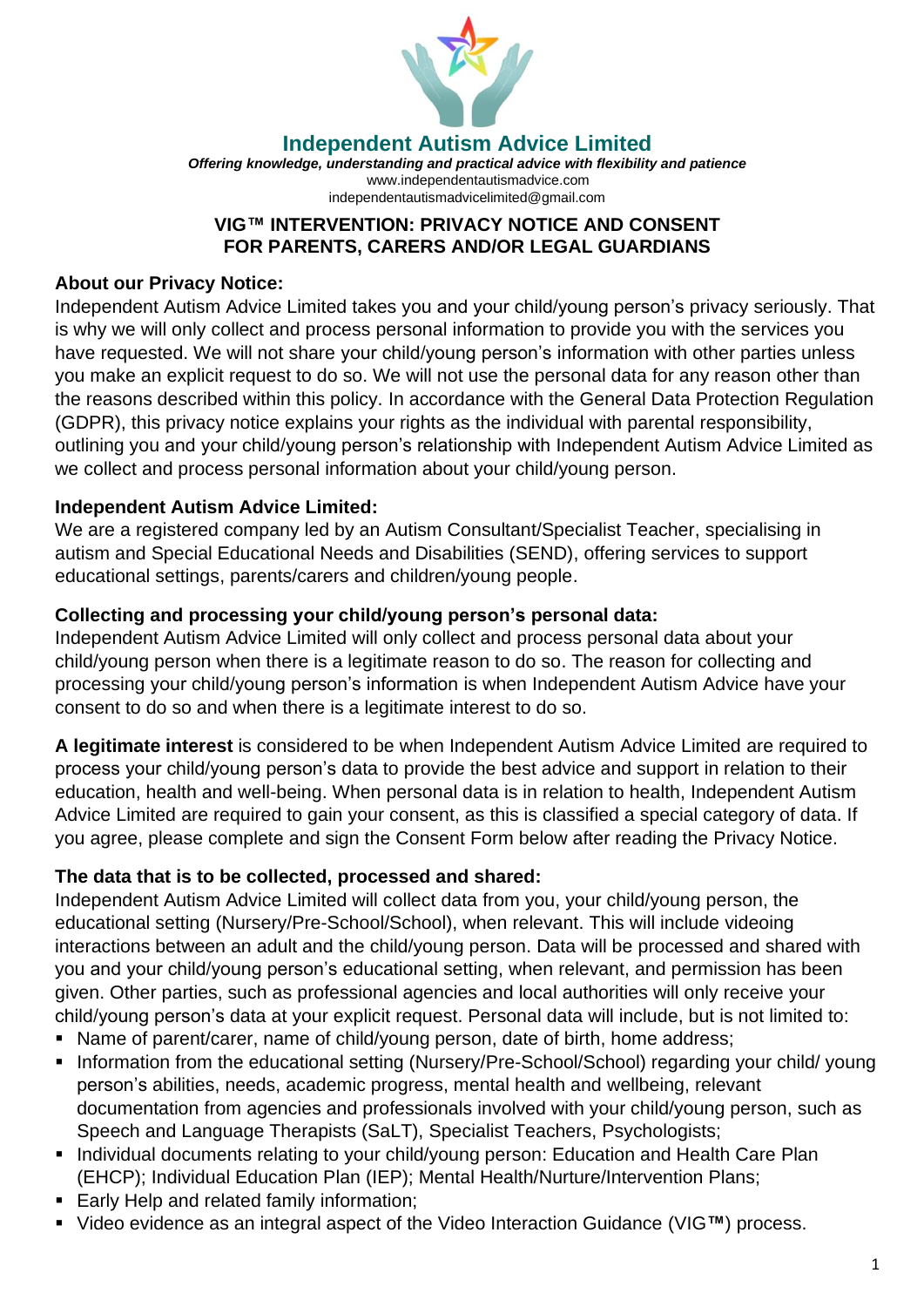# Independent Autism Advice Limited

***Offering knowledge, understanding and practical advice with flexibility and patience***

www.independentautismadvice.com

independentautismadvicelimited@gmail.com

## VIG™ INTERVENTION: PRIVACY NOTICE AND CONSENT FOR PARENTS, CARERS AND/OR LEGAL GUARDIANS

### About our Privacy Notice:

Independent Autism Advice Limited takes you and your child/young person's privacy seriously. That is why we will only collect and process personal information to provide you with the services you have requested. We will not share your child/young person's information with other parties unless you make an explicit request to do so. We will not use the personal data for any reason other than the reasons described within this policy. In accordance with the General Data Protection Regulation (GDPR), this privacy notice explains your rights as the individual with parental responsibility, outlining you and your child/young person's relationship with Independent Autism Advice Limited as we collect and process personal information about your child/young person.

### Independent Autism Advice Limited:

We are a registered company led by an Autism Consultant/Specialist Teacher, specialising in autism and Special Educational Needs and Disabilities (SEND), offering services to support educational settings, parents/carers and children/young people.

### Collecting and processing your child/young person's personal data:

Independent Autism Advice Limited will only collect and process personal data about your child/young person when there is a legitimate reason to do so. The reason for collecting and processing your child/young person's information is when Independent Autism Advice have your consent to do so and when there is a legitimate interest to do so.

**A legitimate interest** is considered to be when Independent Autism Advice Limited are required to process your child/young person's data to provide the best advice and support in relation to their education, health and well-being. When personal data is in relation to health, Independent Autism Advice Limited are required to gain your consent, as this is classified a special category of data. If you agree, please complete and sign the Consent Form below after reading the Privacy Notice.

### The data that is to be collected, processed and shared:

Independent Autism Advice Limited will collect data from you, your child/young person, the educational setting (Nursery/Pre-School/School), when relevant. This will include videoing interactions between an adult and the child/young person. Data will be processed and shared with you and your child/young person's educational setting, when relevant, and permission has been given. Other parties, such as professional agencies and local authorities will only receive your child/young person's data at your explicit request. Personal data will include, but is not limited to:

- Name of parent/carer, name of child/young person, date of birth, home address;
- Information from the educational setting (Nursery/Pre-School/School) regarding your child/ young person's abilities, needs, academic progress, mental health and wellbeing, relevant documentation from agencies and professionals involved with your child/young person, such as Speech and Language Therapists (SaLT), Specialist Teachers, Psychologists;
- Individual documents relating to your child/young person: Education and Health Care Plan (EHCP); Individual Education Plan (IEP); Mental Health/Nurture/Intervention Plans;
- Early Help and related family information;
- Video evidence as an integral aspect of the Video Interaction Guidance (VIG**™**) process.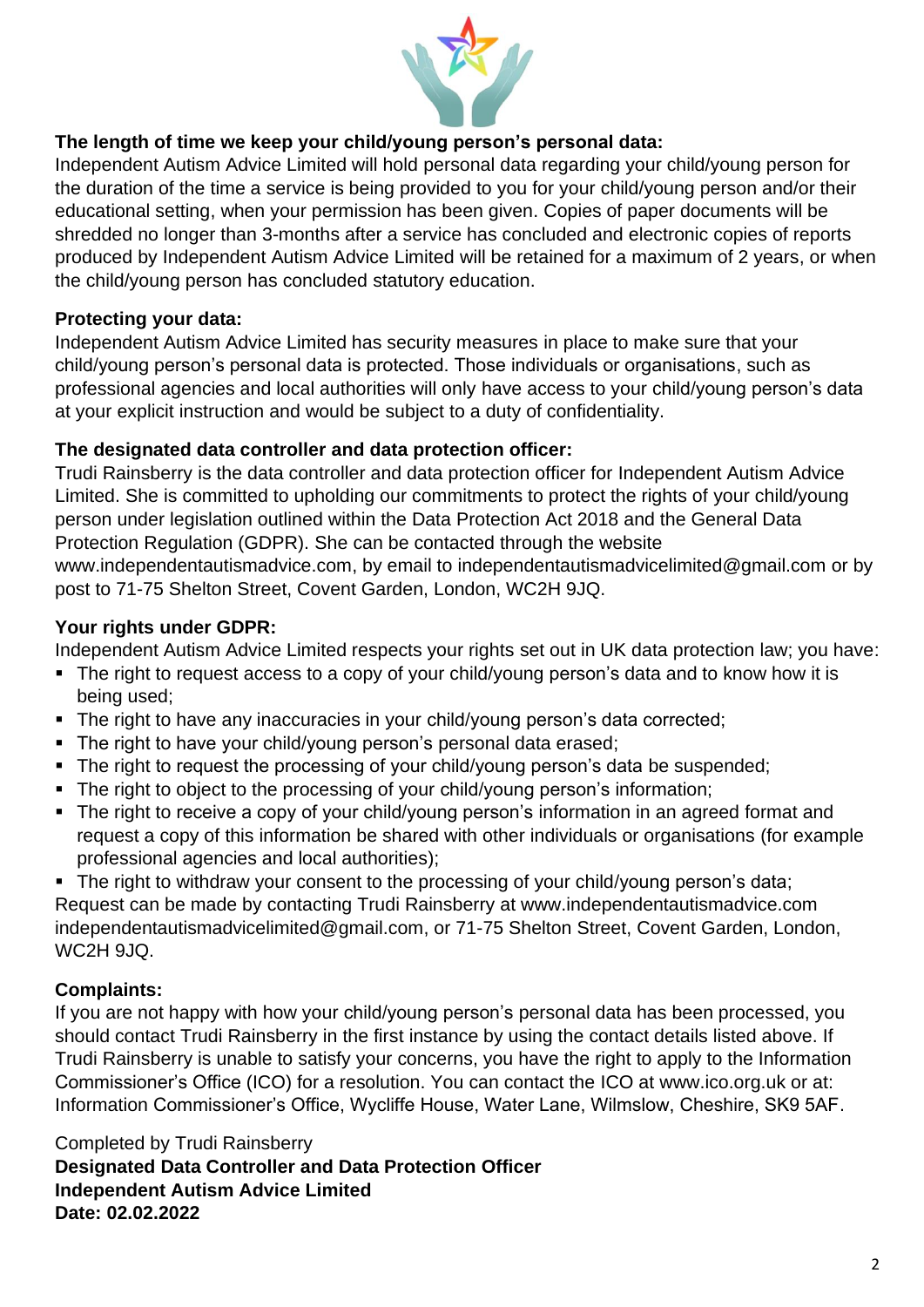**The length of time we keep your child/young person's personal data:**
Independent Autism Advice Limited will hold personal data regarding your child/young person for the duration of the time a service is being provided to you for your child/young person and/or their educational setting, when your permission has been given. Copies of paper documents will be shredded no longer than 3-months after a service has concluded and electronic copies of reports produced by Independent Autism Advice Limited will be retained for a maximum of 2 years, or when the child/young person has concluded statutory education.

**Protecting your data:**
Independent Autism Advice Limited has security measures in place to make sure that your child/young person's personal data is protected. Those individuals or organisations, such as professional agencies and local authorities will only have access to your child/young person's data at your explicit instruction and would be subject to a duty of confidentiality.

**The designated data controller and data protection officer:**
Trudi Rainsberry is the data controller and data protection officer for Independent Autism Advice Limited. She is committed to upholding our commitments to protect the rights of your child/young person under legislation outlined within the Data Protection Act 2018 and the General Data Protection Regulation (GDPR). She can be contacted through the website www.independentautismadvice.com, by email to independentautismadvicelimited@gmail.com or by post to 71-75 Shelton Street, Covent Garden, London, WC2H 9JQ.

**Your rights under GDPR:**
Independent Autism Advice Limited respects your rights set out in UK data protection law; you have:

- The right to request access to a copy of your child/young person's data and to know how it is being used;
- The right to have any inaccuracies in your child/young person's data corrected;
- The right to have your child/young person's personal data erased;
- The right to request the processing of your child/young person's data be suspended;
- The right to object to the processing of your child/young person's information;
- The right to receive a copy of your child/young person's information in an agreed format and request a copy of this information be shared with other individuals or organisations (for example professional agencies and local authorities);
- The right to withdraw your consent to the processing of your child/young person's data;

Request can be made by contacting Trudi Rainsberry at www.independentautismadvice.com independentautismadvicelimited@gmail.com, or 71-75 Shelton Street, Covent Garden, London, WC2H 9JQ.

**Complaints:**
If you are not happy with how your child/young person's personal data has been processed, you should contact Trudi Rainsberry in the first instance by using the contact details listed above. If Trudi Rainsberry is unable to satisfy your concerns, you have the right to apply to the Information Commissioner's Office (ICO) for a resolution. You can contact the ICO at www.ico.org.uk or at: Information Commissioner's Office, Wycliffe House, Water Lane, Wilmslow, Cheshire, SK9 5AF.

Completed by Trudi Rainsberry
**Designated Data Controller and Data Protection Officer**
**Independent Autism Advice Limited**
**Date: 02.02.2022**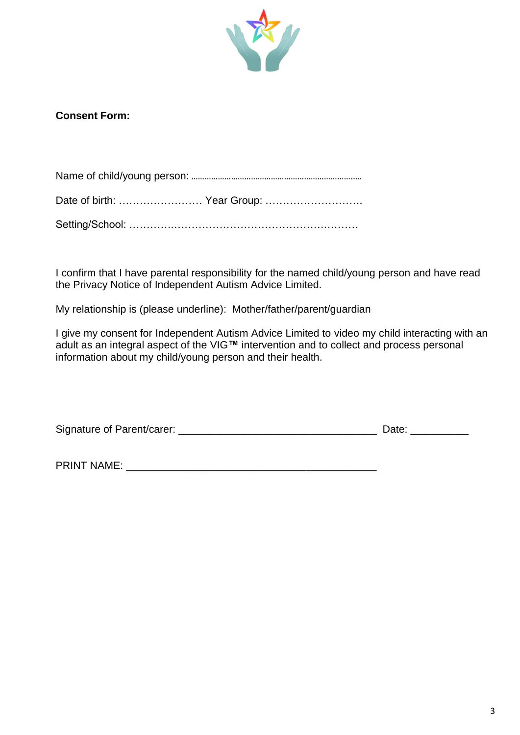**Consent Form:**

Name of child/young person: ………………………………………………………………

Date of birth: …………………… Year Group: ……………………….

Setting/School: ……………………………………………………….

I confirm that I have parental responsibility for the named child/young person and have read the Privacy Notice of Independent Autism Advice Limited.

My relationship is (please underline): Mother/father/parent/guardian

I give my consent for Independent Autism Advice Limited to video my child interacting with an adult as an integral aspect of the VIG™ intervention and to collect and process personal information about my child/young person and their health.

Signature of Parent/carer: ________________________________ Date: __________

PRINT NAME: ________________________________________